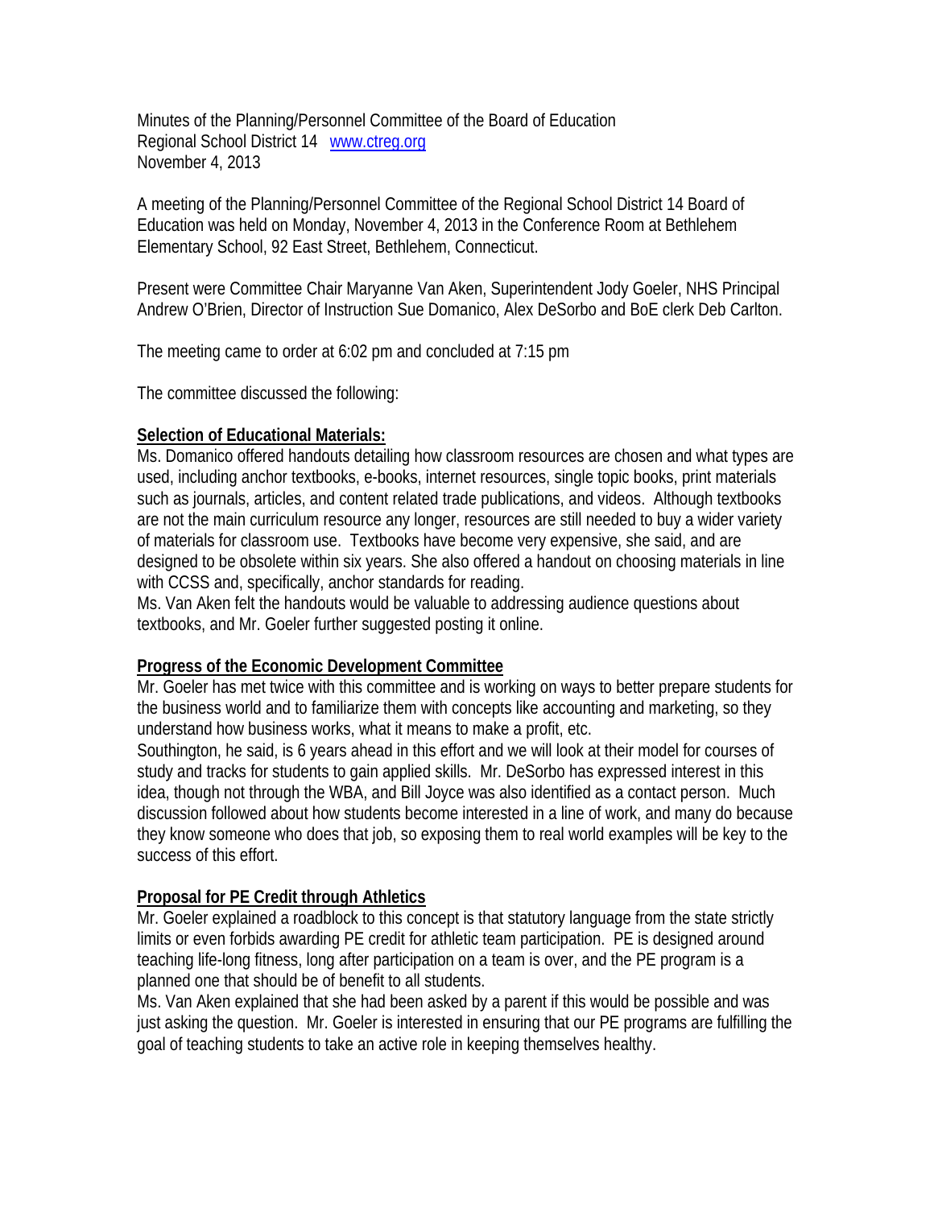Minutes of the Planning/Personnel Committee of the Board of Education
Regional School District 14 www.ctreg.org
November 4, 2013

A meeting of the Planning/Personnel Committee of the Regional School District 14 Board of Education was held on Monday, November 4, 2013 in the Conference Room at Bethlehem Elementary School, 92 East Street, Bethlehem, Connecticut.

Present were Committee Chair Maryanne Van Aken, Superintendent Jody Goeler, NHS Principal Andrew O'Brien, Director of Instruction Sue Domanico, Alex DeSorbo and BoE clerk Deb Carlton.

The meeting came to order at 6:02 pm and concluded at 7:15 pm

The committee discussed the following:

**Selection of Educational Materials:**

Ms. Domanico offered handouts detailing how classroom resources are chosen and what types are used, including anchor textbooks, e-books, internet resources, single topic books, print materials such as journals, articles, and content related trade publications, and videos. Although textbooks are not the main curriculum resource any longer, resources are still needed to buy a wider variety of materials for classroom use. Textbooks have become very expensive, she said, and are designed to be obsolete within six years. She also offered a handout on choosing materials in line with CCSS and, specifically, anchor standards for reading.

Ms. Van Aken felt the handouts would be valuable to addressing audience questions about textbooks, and Mr. Goeler further suggested posting it online.

**Progress of the Economic Development Committee**

Mr. Goeler has met twice with this committee and is working on ways to better prepare students for the business world and to familiarize them with concepts like accounting and marketing, so they understand how business works, what it means to make a profit, etc.

Southington, he said, is 6 years ahead in this effort and we will look at their model for courses of study and tracks for students to gain applied skills. Mr. DeSorbo has expressed interest in this idea, though not through the WBA, and Bill Joyce was also identified as a contact person. Much discussion followed about how students become interested in a line of work, and many do because they know someone who does that job, so exposing them to real world examples will be key to the success of this effort.

**Proposal for PE Credit through Athletics**

Mr. Goeler explained a roadblock to this concept is that statutory language from the state strictly limits or even forbids awarding PE credit for athletic team participation. PE is designed around teaching life-long fitness, long after participation on a team is over, and the PE program is a planned one that should be of benefit to all students.

Ms. Van Aken explained that she had been asked by a parent if this would be possible and was just asking the question. Mr. Goeler is interested in ensuring that our PE programs are fulfilling the goal of teaching students to take an active role in keeping themselves healthy.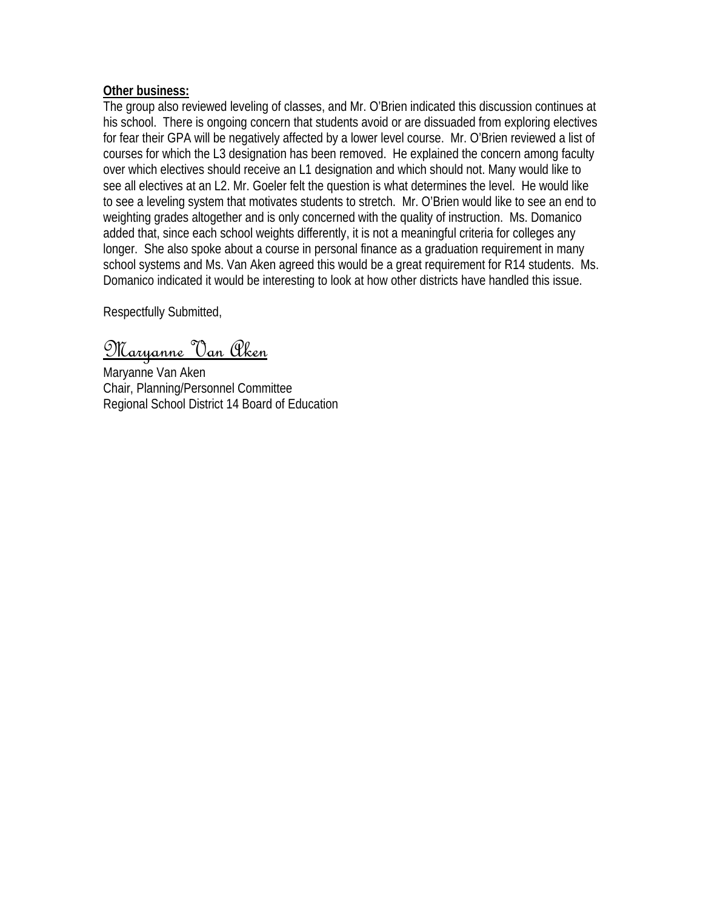**Other business:**

The group also reviewed leveling of classes, and Mr. O'Brien indicated this discussion continues at his school. There is ongoing concern that students avoid or are dissuaded from exploring electives for fear their GPA will be negatively affected by a lower level course. Mr. O'Brien reviewed a list of courses for which the L3 designation has been removed. He explained the concern among faculty over which electives should receive an L1 designation and which should not. Many would like to see all electives at an L2. Mr. Goeler felt the question is what determines the level. He would like to see a leveling system that motivates students to stretch. Mr. O'Brien would like to see an end to weighting grades altogether and is only concerned with the quality of instruction. Ms. Domanico added that, since each school weights differently, it is not a meaningful criteria for colleges any longer. She also spoke about a course in personal finance as a graduation requirement in many school systems and Ms. Van Aken agreed this would be a great requirement for R14 students. Ms. Domanico indicated it would be interesting to look at how other districts have handled this issue.

Respectfully Submitted,

Maryanne Van Aken

Maryanne Van Aken
Chair, Planning/Personnel Committee
Regional School District 14 Board of Education